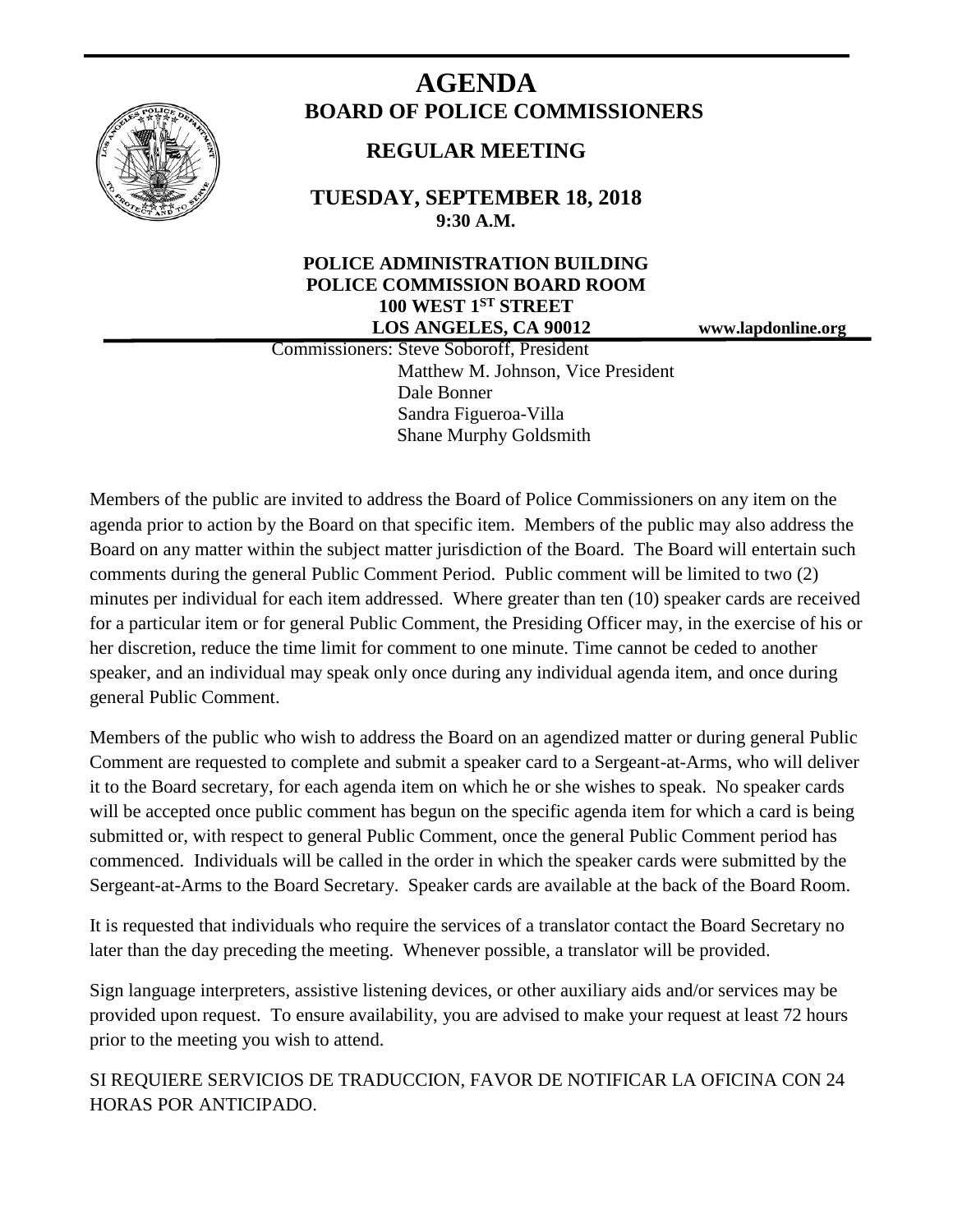# AGENDA
## BOARD OF POLICE COMMISSIONERS

### REGULAR MEETING

**TUESDAY, SEPTEMBER 18, 2018**
**9:30 A.M.**

**POLICE ADMINISTRATION BUILDING**
**POLICE COMMISSION BOARD ROOM**
**100 WEST 1ST STREET**
**LOS ANGELES, CA 90012** **www.lapdonline.org**

Commissioners: Steve Soboroff, President
Matthew M. Johnson, Vice President
Dale Bonner
Sandra Figueroa-Villa
Shane Murphy Goldsmith

Members of the public are invited to address the Board of Police Commissioners on any item on the agenda prior to action by the Board on that specific item. Members of the public may also address the Board on any matter within the subject matter jurisdiction of the Board. The Board will entertain such comments during the general Public Comment Period. Public comment will be limited to two (2) minutes per individual for each item addressed. Where greater than ten (10) speaker cards are received for a particular item or for general Public Comment, the Presiding Officer may, in the exercise of his or her discretion, reduce the time limit for comment to one minute. Time cannot be ceded to another speaker, and an individual may speak only once during any individual agenda item, and once during general Public Comment.

Members of the public who wish to address the Board on an agendized matter or during general Public Comment are requested to complete and submit a speaker card to a Sergeant-at-Arms, who will deliver it to the Board secretary, for each agenda item on which he or she wishes to speak. No speaker cards will be accepted once public comment has begun on the specific agenda item for which a card is being submitted or, with respect to general Public Comment, once the general Public Comment period has commenced. Individuals will be called in the order in which the speaker cards were submitted by the Sergeant-at-Arms to the Board Secretary. Speaker cards are available at the back of the Board Room.

It is requested that individuals who require the services of a translator contact the Board Secretary no later than the day preceding the meeting. Whenever possible, a translator will be provided.

Sign language interpreters, assistive listening devices, or other auxiliary aids and/or services may be provided upon request. To ensure availability, you are advised to make your request at least 72 hours prior to the meeting you wish to attend.

SI REQUIERE SERVICIOS DE TRADUCCION, FAVOR DE NOTIFICAR LA OFICINA CON 24 HORAS POR ANTICIPADO.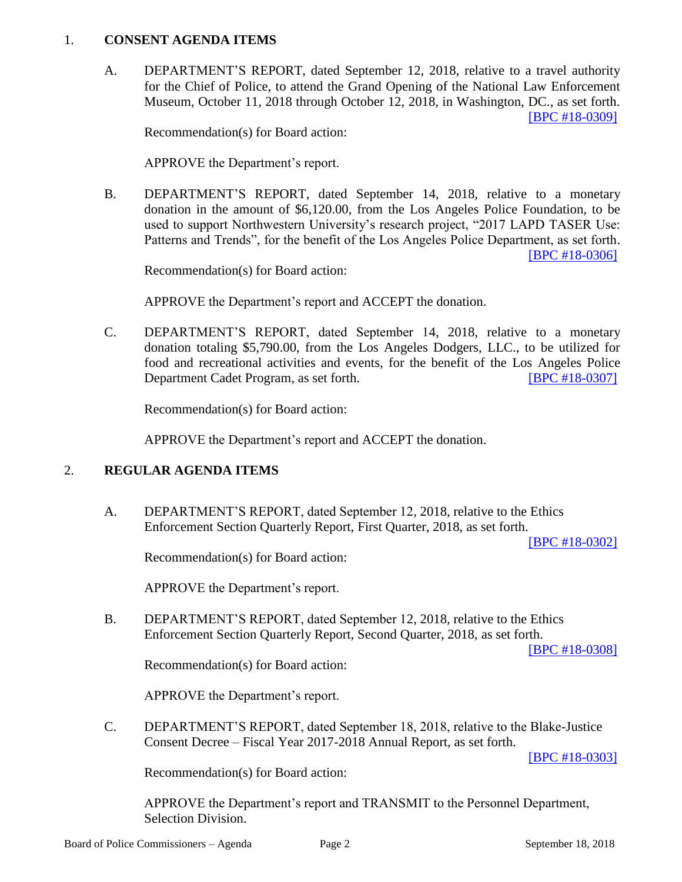1. **CONSENT AGENDA ITEMS**

A. DEPARTMENT'S REPORT, dated September 12, 2018, relative to a travel authority for the Chief of Police, to attend the Grand Opening of the National Law Enforcement Museum, October 11, 2018 through October 12, 2018, in Washington, DC., as set forth. [BPC #18-0309]

Recommendation(s) for Board action:

APPROVE the Department's report.

B. DEPARTMENT'S REPORT, dated September 14, 2018, relative to a monetary donation in the amount of $6,120.00, from the Los Angeles Police Foundation, to be used to support Northwestern University's research project, "2017 LAPD TASER Use: Patterns and Trends", for the benefit of the Los Angeles Police Department, as set forth. [BPC #18-0306]

Recommendation(s) for Board action:

APPROVE the Department's report and ACCEPT the donation.

C. DEPARTMENT'S REPORT, dated September 14, 2018, relative to a monetary donation totaling $5,790.00, from the Los Angeles Dodgers, LLC., to be utilized for food and recreational activities and events, for the benefit of the Los Angeles Police Department Cadet Program, as set forth. [BPC #18-0307]

Recommendation(s) for Board action:

APPROVE the Department's report and ACCEPT the donation.

2. **REGULAR AGENDA ITEMS**

A. DEPARTMENT'S REPORT, dated September 12, 2018, relative to the Ethics Enforcement Section Quarterly Report, First Quarter, 2018, as set forth. [BPC #18-0302]

Recommendation(s) for Board action:

APPROVE the Department's report.

B. DEPARTMENT'S REPORT, dated September 12, 2018, relative to the Ethics Enforcement Section Quarterly Report, Second Quarter, 2018, as set forth. [BPC #18-0308]

Recommendation(s) for Board action:

APPROVE the Department's report.

C. DEPARTMENT'S REPORT, dated September 18, 2018, relative to the Blake-Justice Consent Decree – Fiscal Year 2017-2018 Annual Report, as set forth. [BPC #18-0303]

Recommendation(s) for Board action:

APPROVE the Department's report and TRANSMIT to the Personnel Department, Selection Division.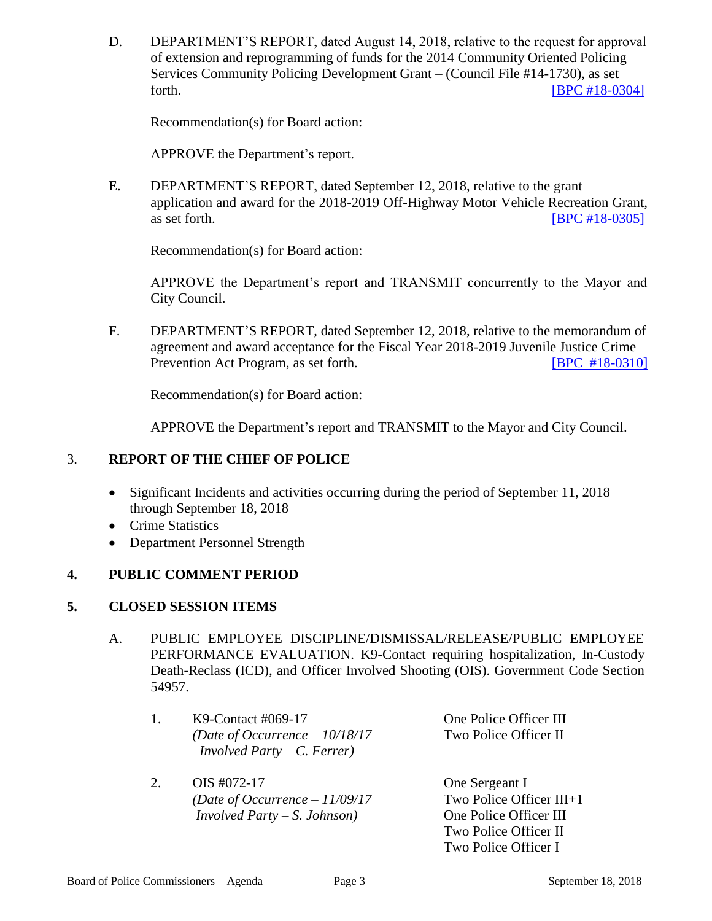D. DEPARTMENT'S REPORT, dated August 14, 2018, relative to the request for approval of extension and reprogramming of funds for the 2014 Community Oriented Policing Services Community Policing Development Grant – (Council File #14-1730), as set forth. [BPC #18-0304]

Recommendation(s) for Board action:

APPROVE the Department's report.

E. DEPARTMENT'S REPORT, dated September 12, 2018, relative to the grant application and award for the 2018-2019 Off-Highway Motor Vehicle Recreation Grant, as set forth. [BPC #18-0305]

Recommendation(s) for Board action:

APPROVE the Department's report and TRANSMIT concurrently to the Mayor and City Council.

F. DEPARTMENT'S REPORT, dated September 12, 2018, relative to the memorandum of agreement and award acceptance for the Fiscal Year 2018-2019 Juvenile Justice Crime Prevention Act Program, as set forth. [BPC #18-0310]

Recommendation(s) for Board action:

APPROVE the Department's report and TRANSMIT to the Mayor and City Council.

## 3. REPORT OF THE CHIEF OF POLICE

- Significant Incidents and activities occurring during the period of September 11, 2018 through September 18, 2018
- Crime Statistics
- Department Personnel Strength

## 4. PUBLIC COMMENT PERIOD

## 5. CLOSED SESSION ITEMS

A. PUBLIC EMPLOYEE DISCIPLINE/DISMISSAL/RELEASE/PUBLIC EMPLOYEE PERFORMANCE EVALUATION. K9-Contact requiring hospitalization, In-Custody Death-Reclass (ICD), and Officer Involved Shooting (OIS). Government Code Section 54957.

1. K9-Contact #069-17
*(Date of Occurrence – 10/18/17*
*Involved Party – C. Ferrer)*

One Police Officer III
Two Police Officer II

2. OIS #072-17
*(Date of Occurrence – 11/09/17*
*Involved Party – S. Johnson)*

One Sergeant I
Two Police Officer III+1
One Police Officer III
Two Police Officer II
Two Police Officer I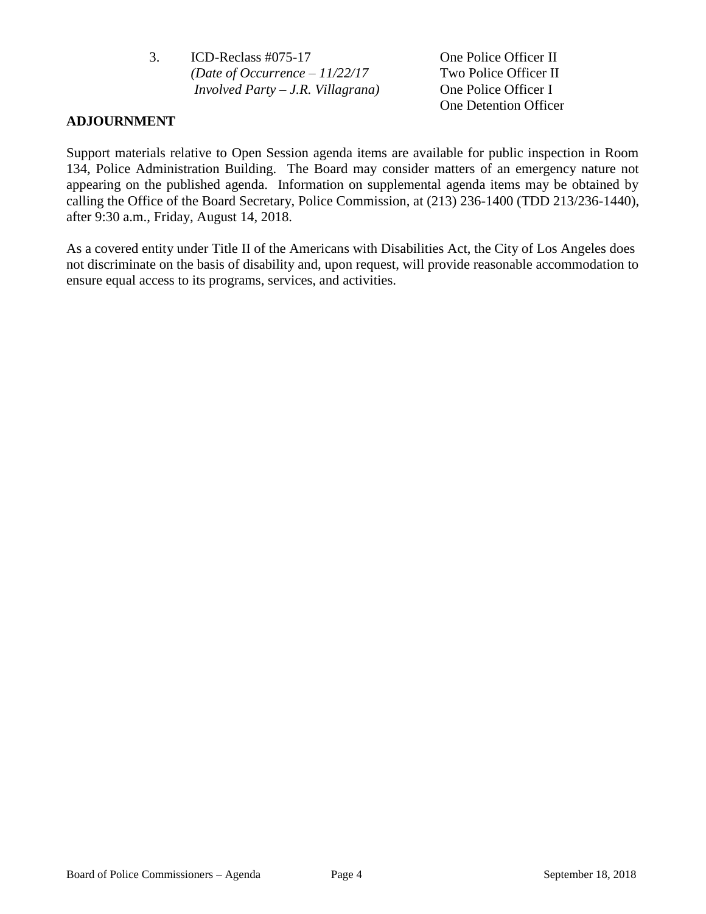3. ICD-Reclass #075-17 
   *(Date of Occurrence – 11/22/17* 
   *Involved Party – J.R. Villagrana)*

   One Police Officer II 
   Two Police Officer II 
   One Police Officer I 
   One Detention Officer

**ADJOURNMENT**

Support materials relative to Open Session agenda items are available for public inspection in Room 134, Police Administration Building. The Board may consider matters of an emergency nature not appearing on the published agenda. Information on supplemental agenda items may be obtained by calling the Office of the Board Secretary, Police Commission, at (213) 236-1400 (TDD 213/236-1440), after 9:30 a.m., Friday, August 14, 2018.

As a covered entity under Title II of the Americans with Disabilities Act, the City of Los Angeles does not discriminate on the basis of disability and, upon request, will provide reasonable accommodation to ensure equal access to its programs, services, and activities.